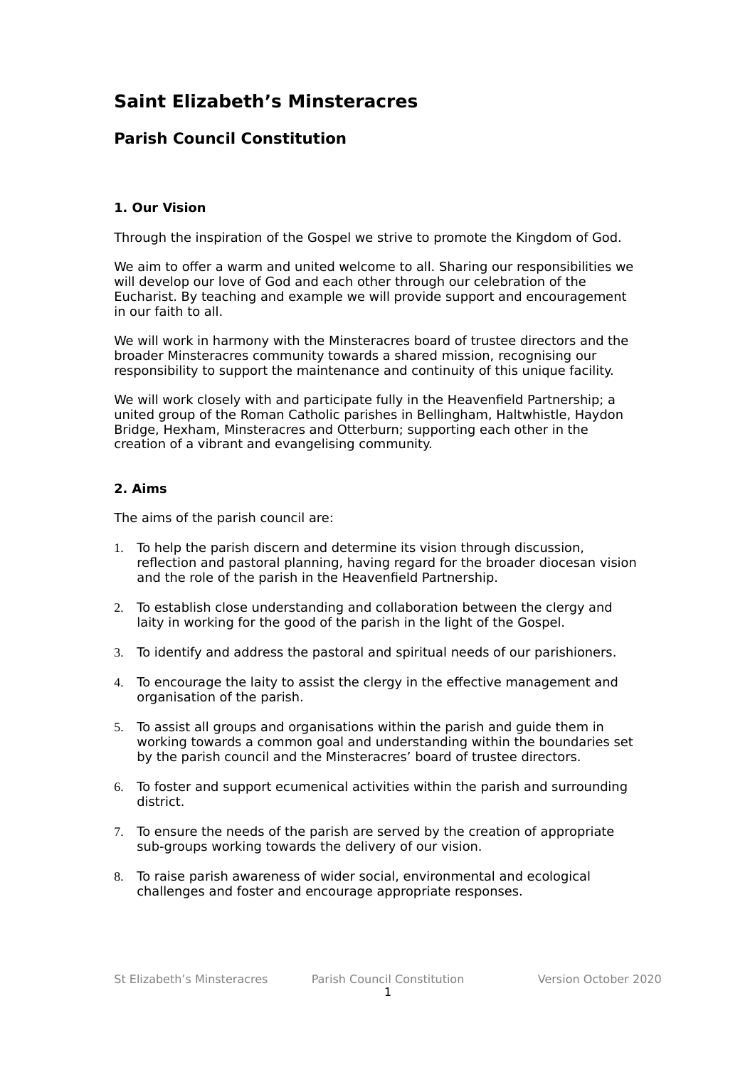# Saint Elizabeth's Minsteracres

## Parish Council Constitution

### 1. Our Vision

Through the inspiration of the Gospel we strive to promote the Kingdom of God.

We aim to offer a warm and united welcome to all. Sharing our responsibilities we will develop our love of God and each other through our celebration of the Eucharist. By teaching and example we will provide support and encouragement in our faith to all.

We will work in harmony with the Minsteracres board of trustee directors and the broader Minsteracres community towards a shared mission, recognising our responsibility to support the maintenance and continuity of this unique facility.

We will work closely with and participate fully in the Heavenfield Partnership; a united group of the Roman Catholic parishes in Bellingham, Haltwhistle, Haydon Bridge, Hexham, Minsteracres and Otterburn; supporting each other in the creation of a vibrant and evangelising community.

### 2. Aims

The aims of the parish council are:

1. To help the parish discern and determine its vision through discussion, reflection and pastoral planning, having regard for the broader diocesan vision and the role of the parish in the Heavenfield Partnership.

2. To establish close understanding and collaboration between the clergy and laity in working for the good of the parish in the light of the Gospel.

3. To identify and address the pastoral and spiritual needs of our parishioners.

4. To encourage the laity to assist the clergy in the effective management and organisation of the parish.

5. To assist all groups and organisations within the parish and guide them in working towards a common goal and understanding within the boundaries set by the parish council and the Minsteracres' board of trustee directors.

6. To foster and support ecumenical activities within the parish and surrounding district.

7. To ensure the needs of the parish are served by the creation of appropriate sub-groups working towards the delivery of our vision.

8. To raise parish awareness of wider social, environmental and ecological challenges and foster and encourage appropriate responses.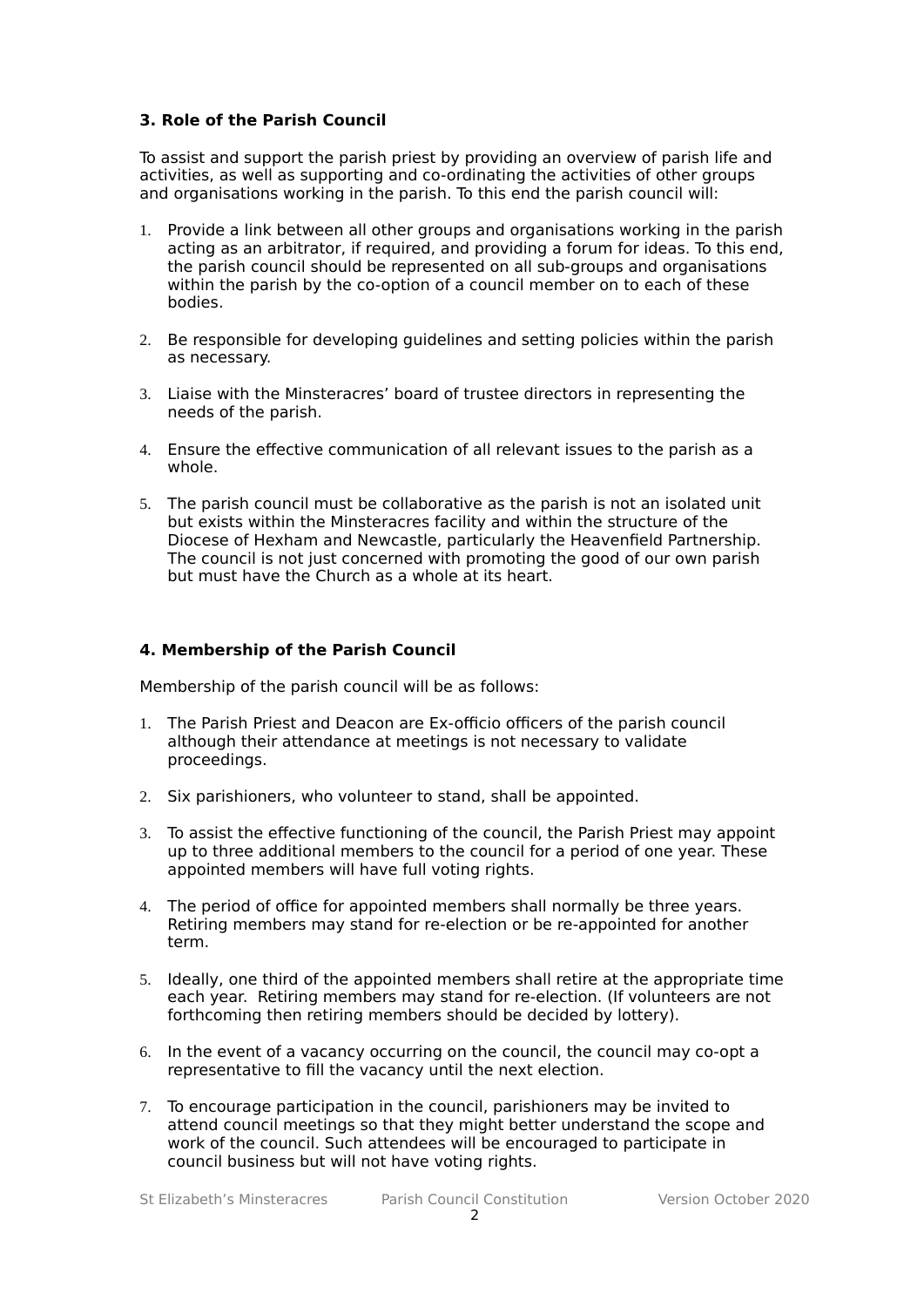### 3. Role of the Parish Council

To assist and support the parish priest by providing an overview of parish life and activities, as well as supporting and co-ordinating the activities of other groups and organisations working in the parish. To this end the parish council will:

1. Provide a link between all other groups and organisations working in the parish acting as an arbitrator, if required, and providing a forum for ideas. To this end, the parish council should be represented on all sub-groups and organisations within the parish by the co-option of a council member on to each of these bodies.

2. Be responsible for developing guidelines and setting policies within the parish as necessary.

3. Liaise with the Minsteracres' board of trustee directors in representing the needs of the parish.

4. Ensure the effective communication of all relevant issues to the parish as a whole.

5. The parish council must be collaborative as the parish is not an isolated unit but exists within the Minsteracres facility and within the structure of the Diocese of Hexham and Newcastle, particularly the Heavenfield Partnership. The council is not just concerned with promoting the good of our own parish but must have the Church as a whole at its heart.

### 4. Membership of the Parish Council

Membership of the parish council will be as follows:

1. The Parish Priest and Deacon are Ex-officio officers of the parish council although their attendance at meetings is not necessary to validate proceedings.

2. Six parishioners, who volunteer to stand, shall be appointed.

3. To assist the effective functioning of the council, the Parish Priest may appoint up to three additional members to the council for a period of one year. These appointed members will have full voting rights.

4. The period of office for appointed members shall normally be three years. Retiring members may stand for re-election or be re-appointed for another term.

5. Ideally, one third of the appointed members shall retire at the appropriate time each year. Retiring members may stand for re-election. (If volunteers are not forthcoming then retiring members should be decided by lottery).

6. In the event of a vacancy occurring on the council, the council may co-opt a representative to fill the vacancy until the next election.

7. To encourage participation in the council, parishioners may be invited to attend council meetings so that they might better understand the scope and work of the council. Such attendees will be encouraged to participate in council business but will not have voting rights.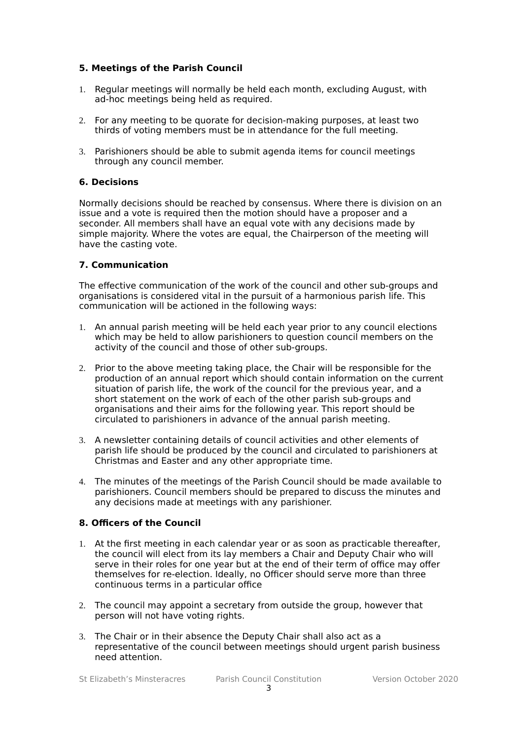## 5. Meetings of the Parish Council

1. Regular meetings will normally be held each month, excluding August, with ad-hoc meetings being held as required.

2. For any meeting to be quorate for decision-making purposes, at least two thirds of voting members must be in attendance for the full meeting.

3. Parishioners should be able to submit agenda items for council meetings through any council member.

## 6. Decisions

Normally decisions should be reached by consensus. Where there is division on an issue and a vote is required then the motion should have a proposer and a seconder. All members shall have an equal vote with any decisions made by simple majority. Where the votes are equal, the Chairperson of the meeting will have the casting vote.

## 7. Communication

The effective communication of the work of the council and other sub-groups and organisations is considered vital in the pursuit of a harmonious parish life. This communication will be actioned in the following ways:

1. An annual parish meeting will be held each year prior to any council elections which may be held to allow parishioners to question council members on the activity of the council and those of other sub-groups.

2. Prior to the above meeting taking place, the Chair will be responsible for the production of an annual report which should contain information on the current situation of parish life, the work of the council for the previous year, and a short statement on the work of each of the other parish sub-groups and organisations and their aims for the following year. This report should be circulated to parishioners in advance of the annual parish meeting.

3. A newsletter containing details of council activities and other elements of parish life should be produced by the council and circulated to parishioners at Christmas and Easter and any other appropriate time.

4. The minutes of the meetings of the Parish Council should be made available to parishioners. Council members should be prepared to discuss the minutes and any decisions made at meetings with any parishioner.

## 8. Officers of the Council

1. At the first meeting in each calendar year or as soon as practicable thereafter, the council will elect from its lay members a Chair and Deputy Chair who will serve in their roles for one year but at the end of their term of office may offer themselves for re-election. Ideally, no Officer should serve more than three continuous terms in a particular office

2. The council may appoint a secretary from outside the group, however that person will not have voting rights.

3. The Chair or in their absence the Deputy Chair shall also act as a representative of the council between meetings should urgent parish business need attention.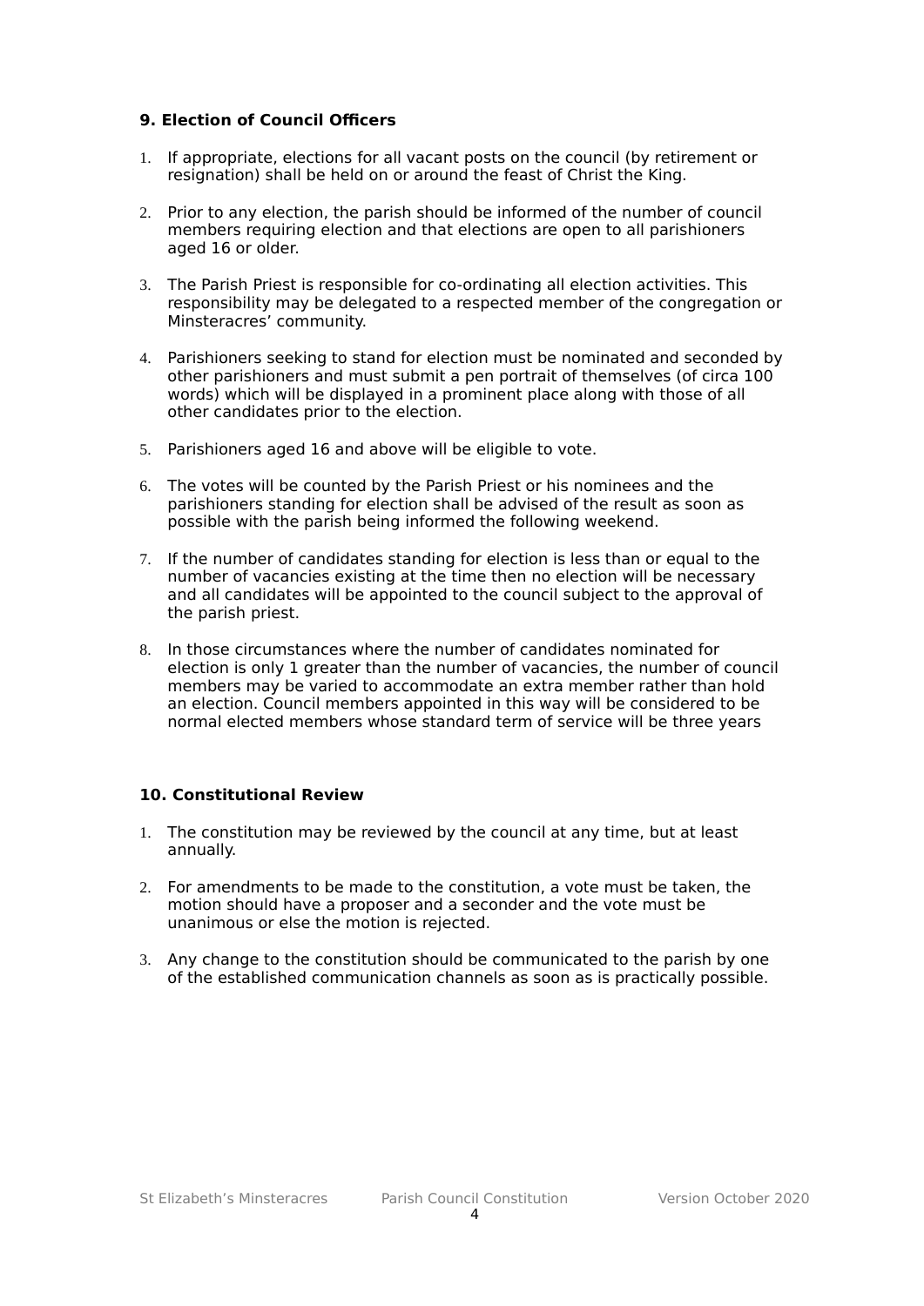### 9. Election of Council Officers

1. If appropriate, elections for all vacant posts on the council (by retirement or resignation) shall be held on or around the feast of Christ the King.

2. Prior to any election, the parish should be informed of the number of council members requiring election and that elections are open to all parishioners aged 16 or older.

3. The Parish Priest is responsible for co-ordinating all election activities. This responsibility may be delegated to a respected member of the congregation or Minsteracres' community.

4. Parishioners seeking to stand for election must be nominated and seconded by other parishioners and must submit a pen portrait of themselves (of circa 100 words) which will be displayed in a prominent place along with those of all other candidates prior to the election.

5. Parishioners aged 16 and above will be eligible to vote.

6. The votes will be counted by the Parish Priest or his nominees and the parishioners standing for election shall be advised of the result as soon as possible with the parish being informed the following weekend.

7. If the number of candidates standing for election is less than or equal to the number of vacancies existing at the time then no election will be necessary and all candidates will be appointed to the council subject to the approval of the parish priest.

8. In those circumstances where the number of candidates nominated for election is only 1 greater than the number of vacancies, the number of council members may be varied to accommodate an extra member rather than hold an election. Council members appointed in this way will be considered to be normal elected members whose standard term of service will be three years

### 10. Constitutional Review

1. The constitution may be reviewed by the council at any time, but at least annually.

2. For amendments to be made to the constitution, a vote must be taken, the motion should have a proposer and a seconder and the vote must be unanimous or else the motion is rejected.

3. Any change to the constitution should be communicated to the parish by one of the established communication channels as soon as is practically possible.